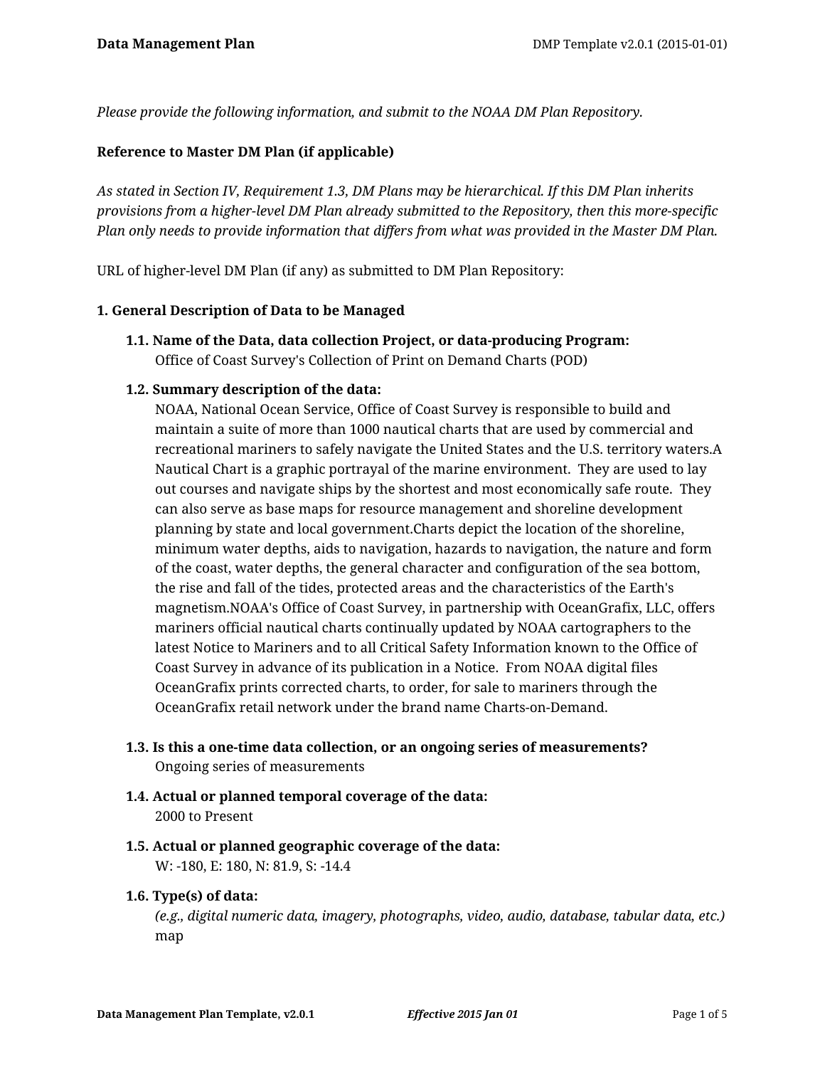*Please provide the following information, and submit to the NOAA DM Plan Repository.*

**Reference to Master DM Plan (if applicable)**

*As stated in Section IV, Requirement 1.3, DM Plans may be hierarchical. If this DM Plan inherits provisions from a higher-level DM Plan already submitted to the Repository, then this more-specific Plan only needs to provide information that differs from what was provided in the Master DM Plan.*

URL of higher-level DM Plan (if any) as submitted to DM Plan Repository:

**1. General Description of Data to be Managed**

**1.1. Name of the Data, data collection Project, or data-producing Program:**
Office of Coast Survey's Collection of Print on Demand Charts (POD)

**1.2. Summary description of the data:**
NOAA, National Ocean Service, Office of Coast Survey is responsible to build and maintain a suite of more than 1000 nautical charts that are used by commercial and recreational mariners to safely navigate the United States and the U.S. territory waters.A Nautical Chart is a graphic portrayal of the marine environment.  They are used to lay out courses and navigate ships by the shortest and most economically safe route.  They can also serve as base maps for resource management and shoreline development planning by state and local government.Charts depict the location of the shoreline, minimum water depths, aids to navigation, hazards to navigation, the nature and form of the coast, water depths, the general character and configuration of the sea bottom, the rise and fall of the tides, protected areas and the characteristics of the Earth's magnetism.NOAA's Office of Coast Survey, in partnership with OceanGrafix, LLC, offers mariners official nautical charts continually updated by NOAA cartographers to the latest Notice to Mariners and to all Critical Safety Information known to the Office of Coast Survey in advance of its publication in a Notice.  From NOAA digital files OceanGrafix prints corrected charts, to order, for sale to mariners through the OceanGrafix retail network under the brand name Charts-on-Demand.

**1.3. Is this a one-time data collection, or an ongoing series of measurements?**
Ongoing series of measurements

**1.4. Actual or planned temporal coverage of the data:**
2000 to Present

**1.5. Actual or planned geographic coverage of the data:**
W: -180, E: 180, N: 81.9, S: -14.4

**1.6. Type(s) of data:**
*(e.g., digital numeric data, imagery, photographs, video, audio, database, tabular data, etc.)*
map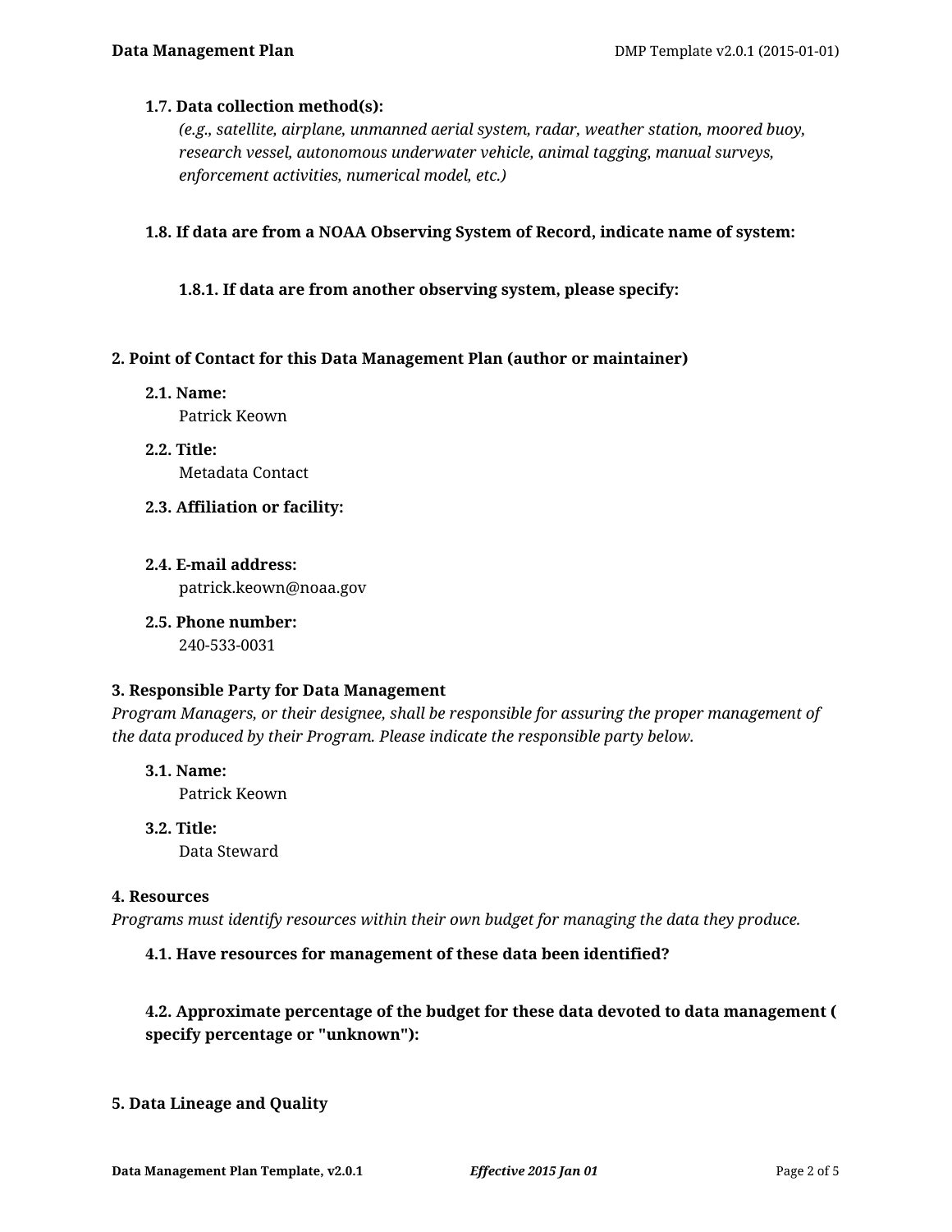**1.7. Data collection method(s):**

*(e.g., satellite, airplane, unmanned aerial system, radar, weather station, moored buoy, research vessel, autonomous underwater vehicle, animal tagging, manual surveys, enforcement activities, numerical model, etc.)*

**1.8. If data are from a NOAA Observing System of Record, indicate name of system:**

**1.8.1. If data are from another observing system, please specify:**

## 2. Point of Contact for this Data Management Plan (author or maintainer)

**2.1. Name:**

Patrick Keown

**2.2. Title:**

Metadata Contact

**2.3. Affiliation or facility:**

**2.4. E-mail address:**

patrick.keown@noaa.gov

**2.5. Phone number:**

240-533-0031

## 3. Responsible Party for Data Management

*Program Managers, or their designee, shall be responsible for assuring the proper management of the data produced by their Program. Please indicate the responsible party below.*

**3.1. Name:**

Patrick Keown

**3.2. Title:**

Data Steward

## 4. Resources

*Programs must identify resources within their own budget for managing the data they produce.*

**4.1. Have resources for management of these data been identified?**

**4.2. Approximate percentage of the budget for these data devoted to data management ( specify percentage or "unknown"):**

## 5. Data Lineage and Quality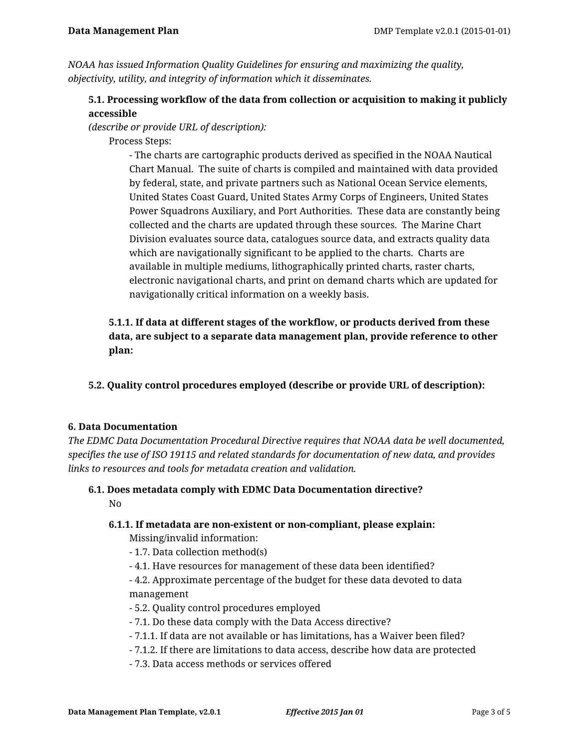*NOAA has issued Information Quality Guidelines for ensuring and maximizing the quality, objectivity, utility, and integrity of information which it disseminates.*

### 5.1. Processing workflow of the data from collection or acquisition to making it publicly accessible

*(describe or provide URL of description):*

Process Steps:

- The charts are cartographic products derived as specified in the NOAA Nautical Chart Manual. The suite of charts is compiled and maintained with data provided by federal, state, and private partners such as National Ocean Service elements, United States Coast Guard, United States Army Corps of Engineers, United States Power Squadrons Auxiliary, and Port Authorities. These data are constantly being collected and the charts are updated through these sources. The Marine Chart Division evaluates source data, catalogues source data, and extracts quality data which are navigationally significant to be applied to the charts. Charts are available in multiple mediums, lithographically printed charts, raster charts, electronic navigational charts, and print on demand charts which are updated for navigationally critical information on a weekly basis.

#### 5.1.1. If data at different stages of the workflow, or products derived from these data, are subject to a separate data management plan, provide reference to other plan:

### 5.2. Quality control procedures employed (describe or provide URL of description):

## 6. Data Documentation

*The EDMC Data Documentation Procedural Directive requires that NOAA data be well documented, specifies the use of ISO 19115 and related standards for documentation of new data, and provides links to resources and tools for metadata creation and validation.*

### 6.1. Does metadata comply with EDMC Data Documentation directive?

No

#### 6.1.1. If metadata are non-existent or non-compliant, please explain:

Missing/invalid information:

- 1.7. Data collection method(s)
- 4.1. Have resources for management of these data been identified?
- 4.2. Approximate percentage of the budget for these data devoted to data management
- 5.2. Quality control procedures employed
- 7.1. Do these data comply with the Data Access directive?
- 7.1.1. If data are not available or has limitations, has a Waiver been filed?
- 7.1.2. If there are limitations to data access, describe how data are protected
- 7.3. Data access methods or services offered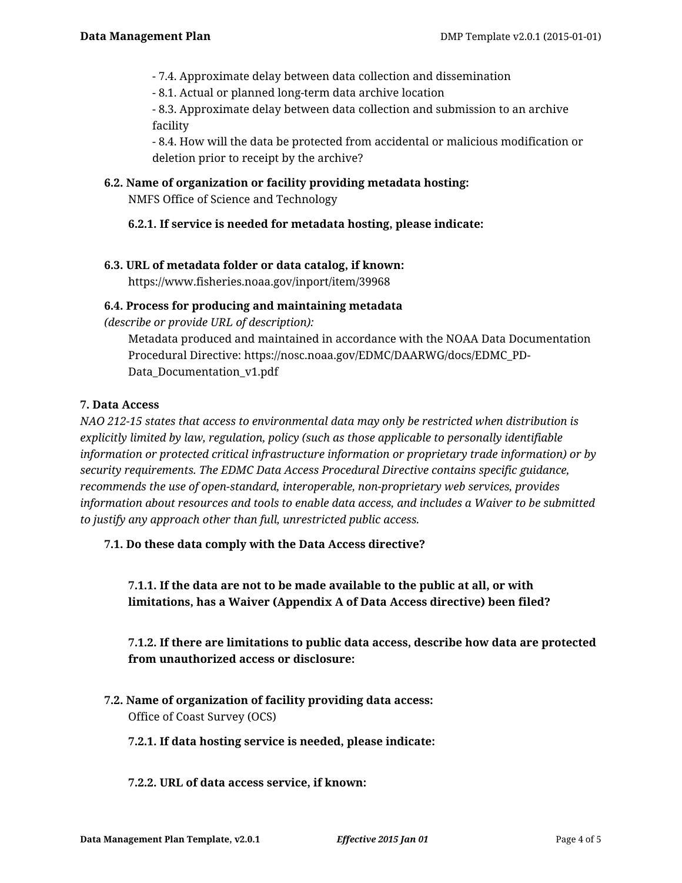- 7.4. Approximate delay between data collection and dissemination
- 8.1. Actual or planned long-term data archive location
- 8.3. Approximate delay between data collection and submission to an archive facility
- 8.4. How will the data be protected from accidental or malicious modification or deletion prior to receipt by the archive?

**6.2. Name of organization or facility providing metadata hosting:**

NMFS Office of Science and Technology

**6.2.1. If service is needed for metadata hosting, please indicate:**

**6.3. URL of metadata folder or data catalog, if known:**

https://www.fisheries.noaa.gov/inport/item/39968

**6.4. Process for producing and maintaining metadata**
*(describe or provide URL of description):*

Metadata produced and maintained in accordance with the NOAA Data Documentation Procedural Directive: https://nosc.noaa.gov/EDMC/DAARWG/docs/EDMC_PD-Data_Documentation_v1.pdf

**7. Data Access**

*NAO 212-15 states that access to environmental data may only be restricted when distribution is explicitly limited by law, regulation, policy (such as those applicable to personally identifiable information or protected critical infrastructure information or proprietary trade information) or by security requirements. The EDMC Data Access Procedural Directive contains specific guidance, recommends the use of open-standard, interoperable, non-proprietary web services, provides information about resources and tools to enable data access, and includes a Waiver to be submitted to justify any approach other than full, unrestricted public access.*

**7.1. Do these data comply with the Data Access directive?**

**7.1.1. If the data are not to be made available to the public at all, or with limitations, has a Waiver (Appendix A of Data Access directive) been filed?**

**7.1.2. If there are limitations to public data access, describe how data are protected from unauthorized access or disclosure:**

**7.2. Name of organization of facility providing data access:**

Office of Coast Survey (OCS)

**7.2.1. If data hosting service is needed, please indicate:**

**7.2.2. URL of data access service, if known:**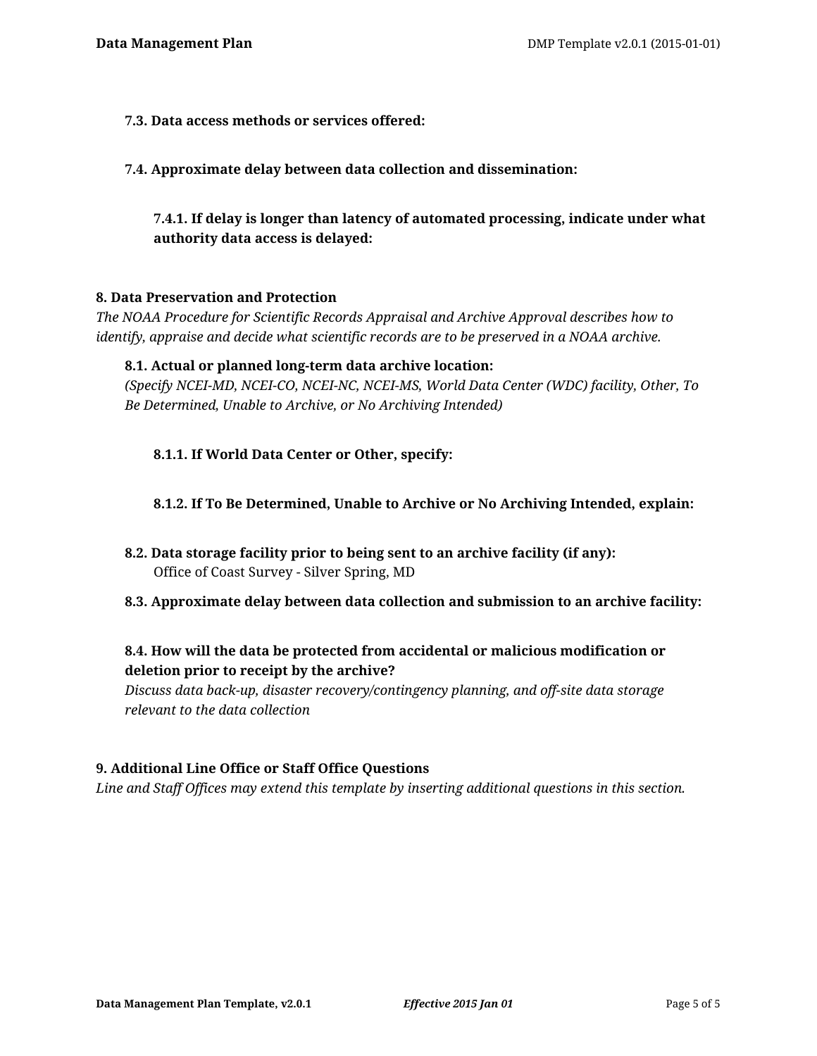**7.3. Data access methods or services offered:**

**7.4. Approximate delay between data collection and dissemination:**

**7.4.1. If delay is longer than latency of automated processing, indicate under what authority data access is delayed:**

## 8. Data Preservation and Protection

*The NOAA Procedure for Scientific Records Appraisal and Archive Approval describes how to identify, appraise and decide what scientific records are to be preserved in a NOAA archive.*

**8.1. Actual or planned long-term data archive location:**
*(Specify NCEI-MD, NCEI-CO, NCEI-NC, NCEI-MS, World Data Center (WDC) facility, Other, To Be Determined, Unable to Archive, or No Archiving Intended)*

**8.1.1. If World Data Center or Other, specify:**

**8.1.2. If To Be Determined, Unable to Archive or No Archiving Intended, explain:**

**8.2. Data storage facility prior to being sent to an archive facility (if any):**
Office of Coast Survey - Silver Spring, MD

**8.3. Approximate delay between data collection and submission to an archive facility:**

**8.4. How will the data be protected from accidental or malicious modification or deletion prior to receipt by the archive?**
*Discuss data back-up, disaster recovery/contingency planning, and off-site data storage relevant to the data collection*

## 9. Additional Line Office or Staff Office Questions

*Line and Staff Offices may extend this template by inserting additional questions in this section.*